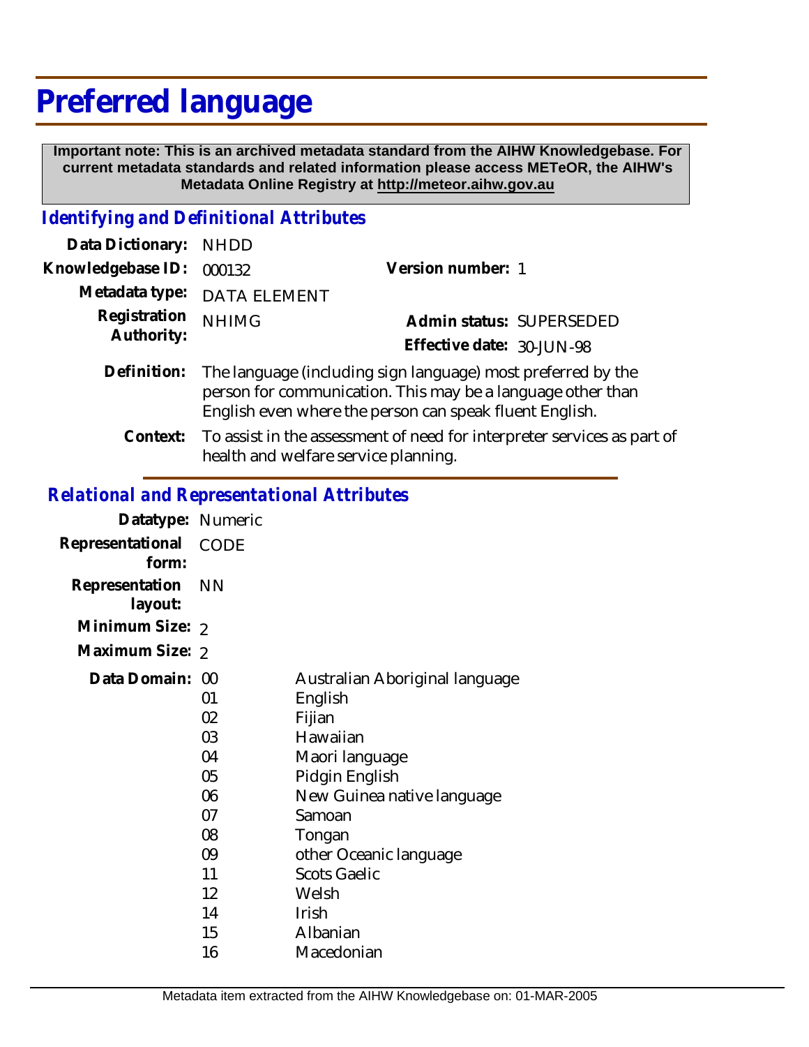# Preferred language

**Important note: This is an archived metadata standard from the AIHW Knowledgebase. For current metadata standards and related information please access METeOR, the AIHW's Metadata Online Registry at http://meteor.aihw.gov.au**

## *Identifying and Definitional Attributes*

**Data Dictionary:** NHDD

**Knowledgebase ID:** 000132

**Version number:** 1

**Metadata type:** DATA ELEMENT

**Registration Authority:** NHIMG

**Admin status:** SUPERSEDED

**Effective date:** 30-JUN-98

**Definition:** The language (including sign language) most preferred by the person for communication. This may be a language other than English even where the person can speak fluent English.

**Context:** To assist in the assessment of need for interpreter services as part of health and welfare service planning.

## *Relational and Representational Attributes*

**Datatype:** Numeric

**Representational form:** CODE

**Representation layout:** NN

**Minimum Size:** 2

**Maximum Size:** 2

**Data Domain:**

| | |
|---|---|
| 00 | Australian Aboriginal language |
| 01 | English |
| 02 | Fijian |
| 03 | Hawaiian |
| 04 | Maori language |
| 05 | Pidgin English |
| 06 | New Guinea native language |
| 07 | Samoan |
| 08 | Tongan |
| 09 | other Oceanic language |
| 11 | Scots Gaelic |
| 12 | Welsh |
| 14 | Irish |
| 15 | Albanian |
| 16 | Macedonian |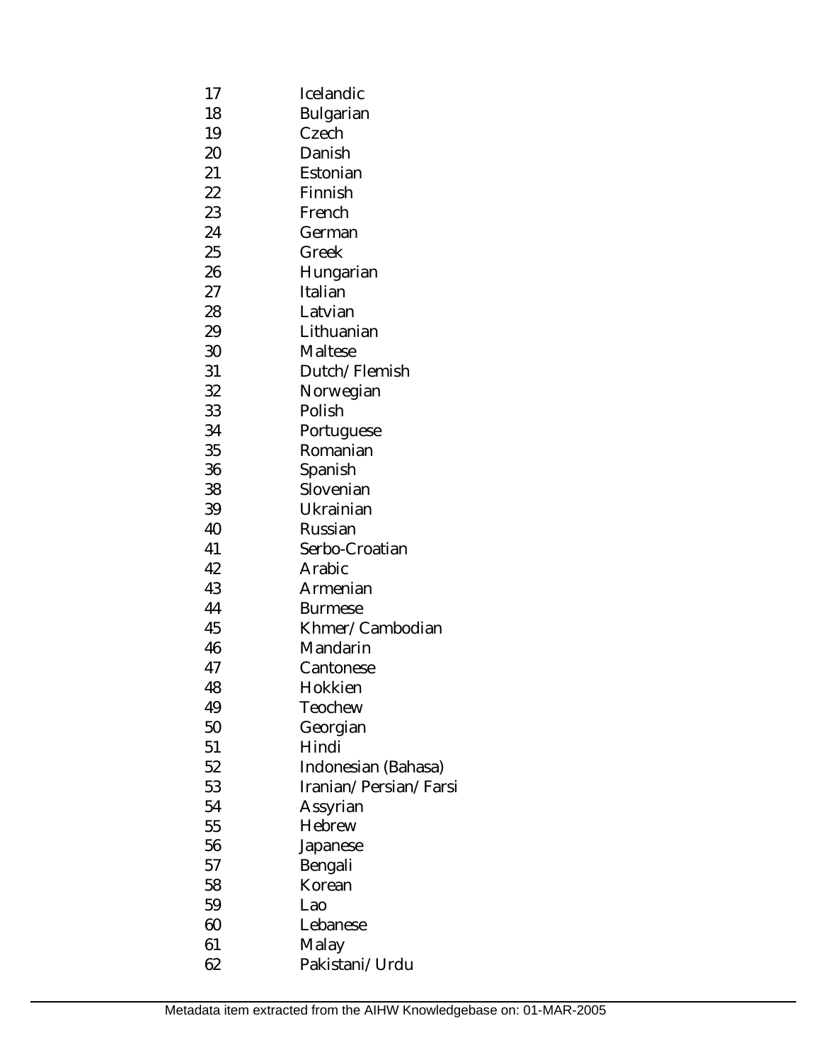| | |
|---|---|
| 17 | Icelandic |
| 18 | Bulgarian |
| 19 | Czech |
| 20 | Danish |
| 21 | Estonian |
| 22 | Finnish |
| 23 | French |
| 24 | German |
| 25 | Greek |
| 26 | Hungarian |
| 27 | Italian |
| 28 | Latvian |
| 29 | Lithuanian |
| 30 | Maltese |
| 31 | Dutch/Flemish |
| 32 | Norwegian |
| 33 | Polish |
| 34 | Portuguese |
| 35 | Romanian |
| 36 | Spanish |
| 38 | Slovenian |
| 39 | Ukrainian |
| 40 | Russian |
| 41 | Serbo-Croatian |
| 42 | Arabic |
| 43 | Armenian |
| 44 | Burmese |
| 45 | Khmer/Cambodian |
| 46 | Mandarin |
| 47 | Cantonese |
| 48 | Hokkien |
| 49 | Teochew |
| 50 | Georgian |
| 51 | Hindi |
| 52 | Indonesian (Bahasa) |
| 53 | Iranian/Persian/Farsi |
| 54 | Assyrian |
| 55 | Hebrew |
| 56 | Japanese |
| 57 | Bengali |
| 58 | Korean |
| 59 | Lao |
| 60 | Lebanese |
| 61 | Malay |
| 62 | Pakistani/Urdu |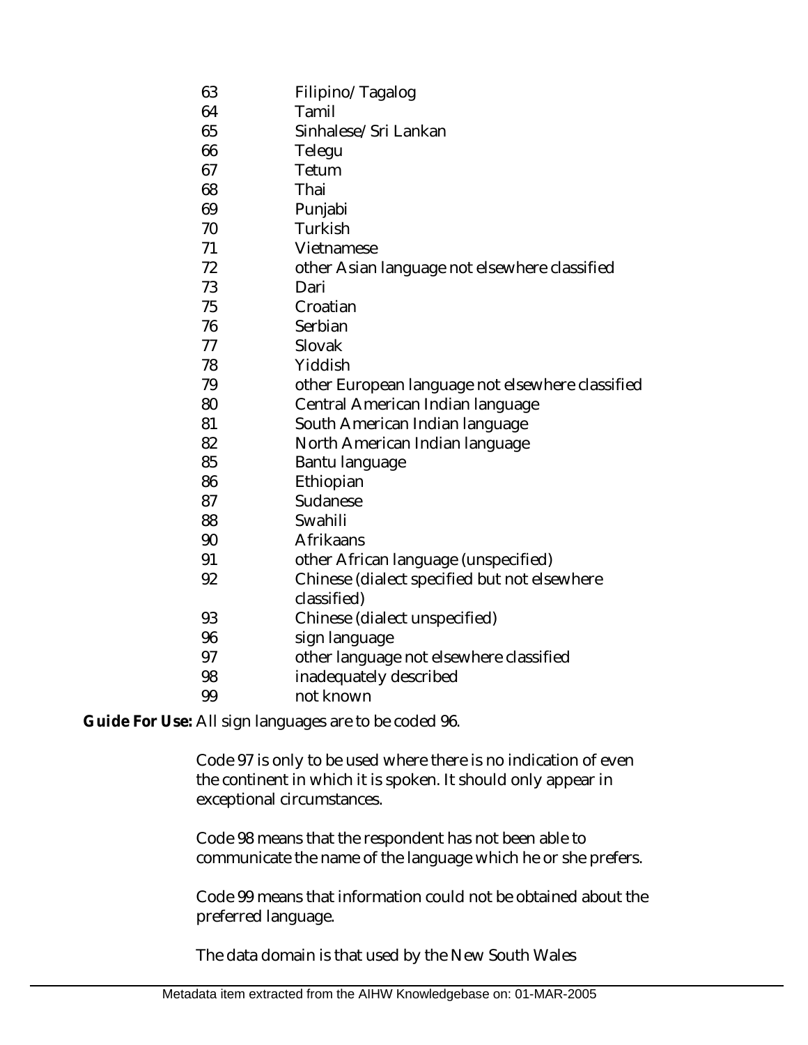| | |
|---|---|
| 63 | Filipino/Tagalog |
| 64 | Tamil |
| 65 | Sinhalese/Sri Lankan |
| 66 | Telegu |
| 67 | Tetum |
| 68 | Thai |
| 69 | Punjabi |
| 70 | Turkish |
| 71 | Vietnamese |
| 72 | other Asian language not elsewhere classified |
| 73 | Dari |
| 75 | Croatian |
| 76 | Serbian |
| 77 | Slovak |
| 78 | Yiddish |
| 79 | other European language not elsewhere classified |
| 80 | Central American Indian language |
| 81 | South American Indian language |
| 82 | North American Indian language |
| 85 | Bantu language |
| 86 | Ethiopian |
| 87 | Sudanese |
| 88 | Swahili |
| 90 | Afrikaans |
| 91 | other African language (unspecified) |
| 92 | Chinese (dialect specified but not elsewhere classified) |
| 93 | Chinese (dialect unspecified) |
| 96 | sign language |
| 97 | other language not elsewhere classified |
| 98 | inadequately described |
| 99 | not known |

**Guide For Use:** All sign languages are to be coded 96.

Code 97 is only to be used where there is no indication of even the continent in which it is spoken. It should only appear in exceptional circumstances.

Code 98 means that the respondent has not been able to communicate the name of the language which he or she prefers.

Code 99 means that information could not be obtained about the preferred language.

The data domain is that used by the New South Wales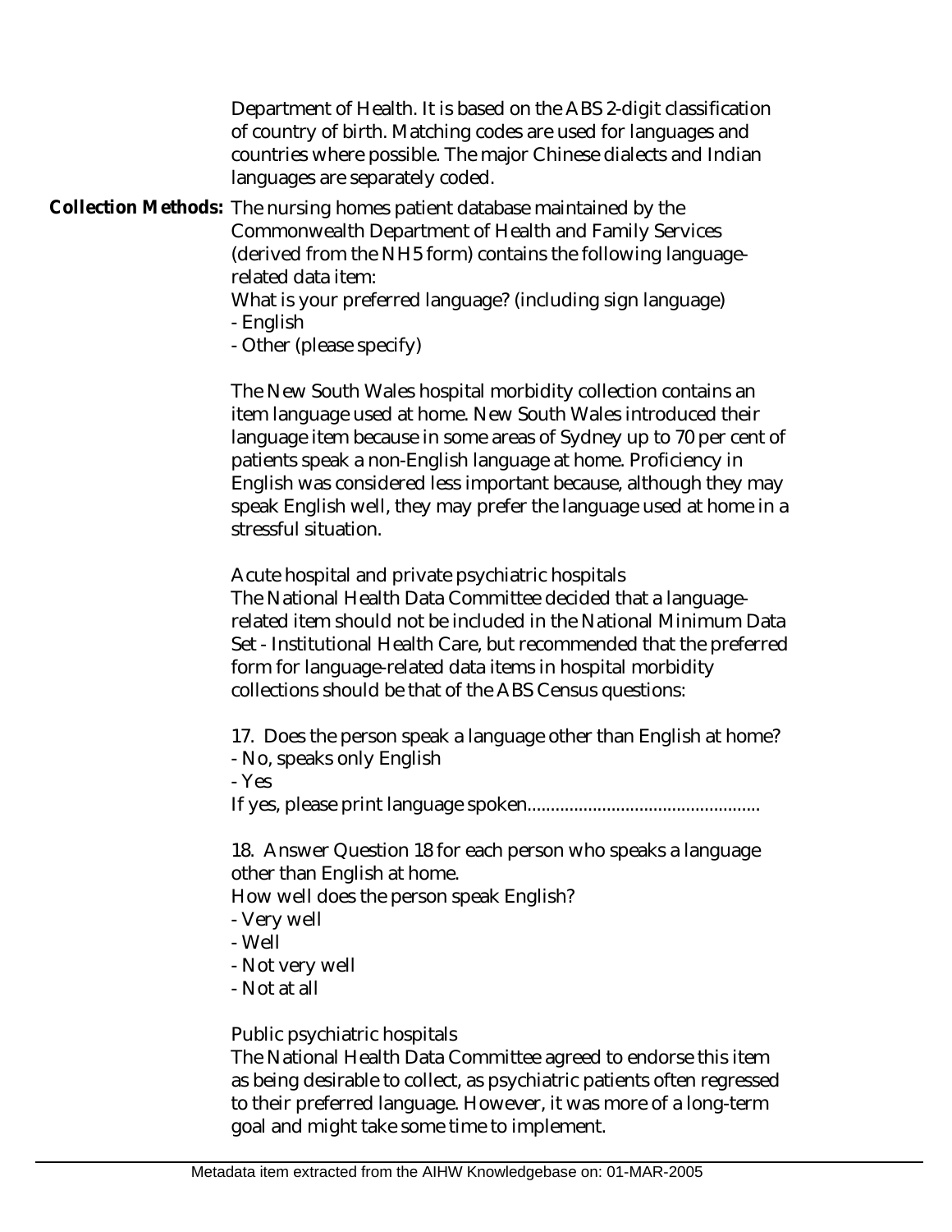Department of Health. It is based on the ABS 2-digit classification of country of birth. Matching codes are used for languages and countries where possible. The major Chinese dialects and Indian languages are separately coded.

**Collection Methods:** The nursing homes patient database maintained by the Commonwealth Department of Health and Family Services (derived from the NH5 form) contains the following language-related data item:

What is your preferred language? (including sign language)
- English
- Other (please specify)

The New South Wales hospital morbidity collection contains an item language used at home. New South Wales introduced their language item because in some areas of Sydney up to 70 per cent of patients speak a non-English language at home. Proficiency in English was considered less important because, although they may speak English well, they may prefer the language used at home in a stressful situation.

Acute hospital and private psychiatric hospitals
The National Health Data Committee decided that a language-related item should not be included in the National Minimum Data Set - Institutional Health Care, but recommended that the preferred form for language-related data items in hospital morbidity collections should be that of the ABS Census questions:

17. Does the person speak a language other than English at home?
- No, speaks only English
- Yes

If yes, please print language spoken.................................................

18. Answer Question 18 for each person who speaks a language other than English at home.
How well does the person speak English?
- Very well
- Well
- Not very well
- Not at all

Public psychiatric hospitals
The National Health Data Committee agreed to endorse this item as being desirable to collect, as psychiatric patients often regressed to their preferred language. However, it was more of a long-term goal and might take some time to implement.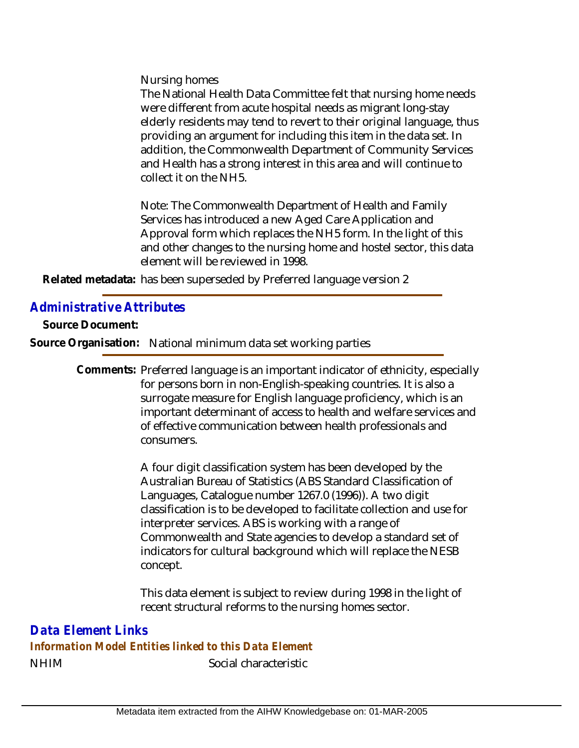Nursing homes

The National Health Data Committee felt that nursing home needs were different from acute hospital needs as migrant long-stay elderly residents may tend to revert to their original language, thus providing an argument for including this item in the data set. In addition, the Commonwealth Department of Community Services and Health has a strong interest in this area and will continue to collect it on the NH5.

Note: The Commonwealth Department of Health and Family Services has introduced a new Aged Care Application and Approval form which replaces the NH5 form. In the light of this and other changes to the nursing home and hostel sector, this data element will be reviewed in 1998.

**Related metadata:** has been superseded by Preferred language version 2

## Administrative Attributes

**Source Document:**

**Source Organisation:** National minimum data set working parties

**Comments:** Preferred language is an important indicator of ethnicity, especially for persons born in non-English-speaking countries. It is also a surrogate measure for English language proficiency, which is an important determinant of access to health and welfare services and of effective communication between health professionals and consumers.

A four digit classification system has been developed by the Australian Bureau of Statistics (ABS Standard Classification of Languages, Catalogue number 1267.0 (1996)). A two digit classification is to be developed to facilitate collection and use for interpreter services. ABS is working with a range of Commonwealth and State agencies to develop a standard set of indicators for cultural background which will replace the NESB concept.

This data element is subject to review during 1998 in the light of recent structural reforms to the nursing homes sector.

## Data Element Links

### Information Model Entities linked to this Data Element

NHIM Social characteristic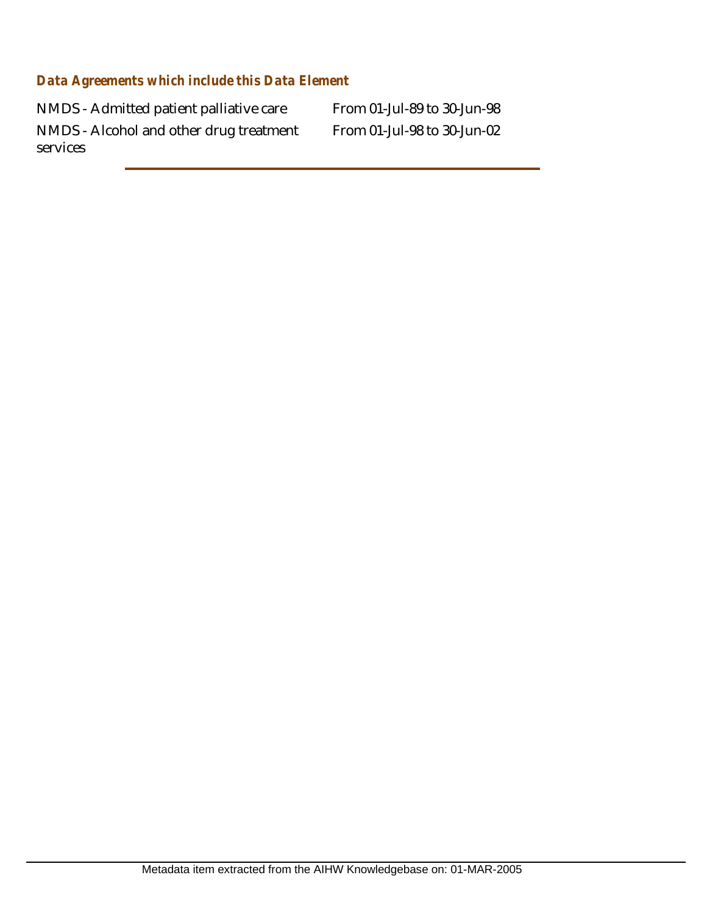### Data Agreements which include this Data Element

| | |
|---|---|
| NMDS - Admitted patient palliative care | From 01-Jul-89 to 30-Jun-98 |
| NMDS - Alcohol and other drug treatment services | From 01-Jul-98 to 30-Jun-02 |